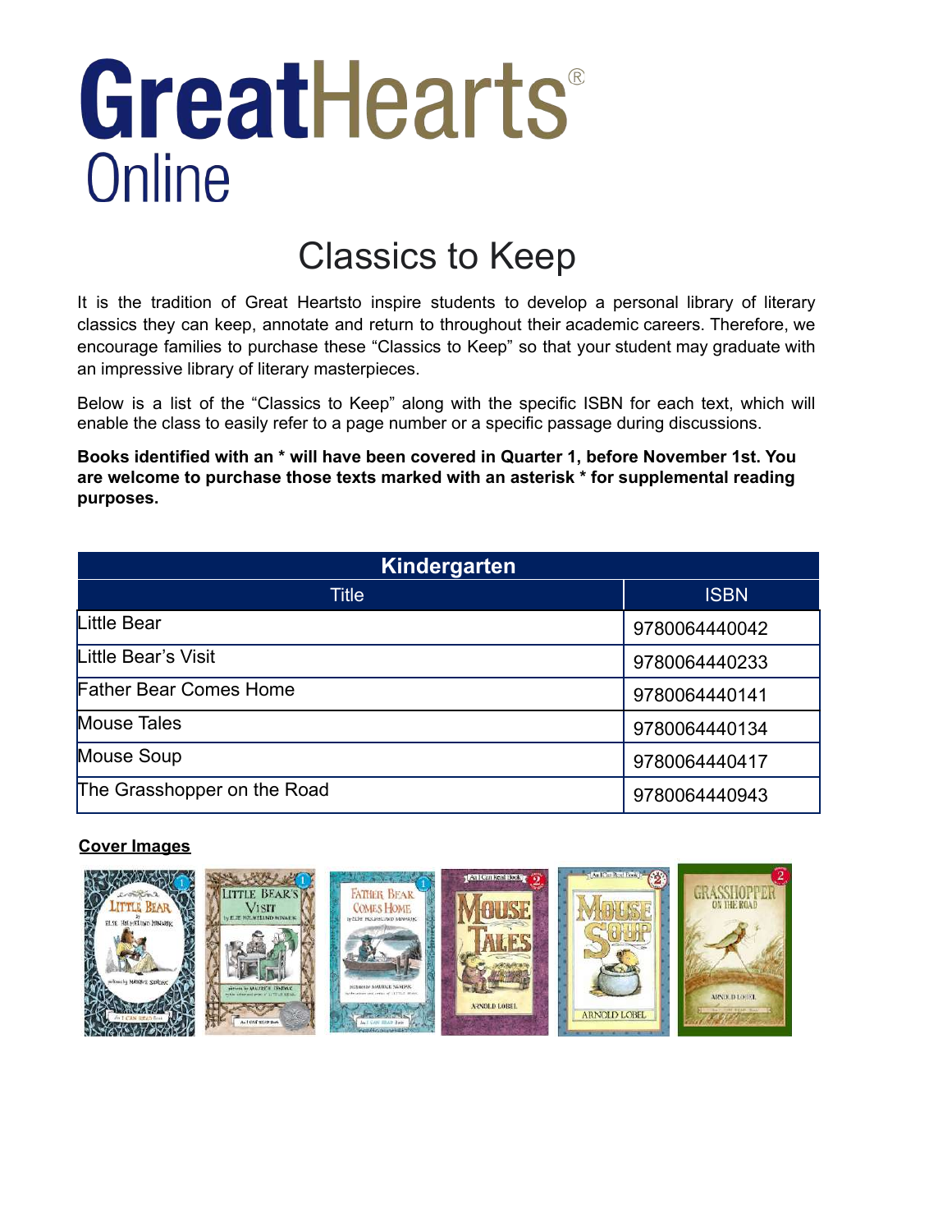# GreatHearts® Online

## Classics to Keep

It is the tradition of Great Heartsto inspire students to develop a personal library of literary classics they can keep, annotate and return to throughout their academic careers. Therefore, we encourage families to purchase these "Classics to Keep" so that your student may graduate with an impressive library of literary masterpieces.

Below is a list of the "Classics to Keep" along with the specific ISBN for each text, which will enable the class to easily refer to a page number or a specific passage during discussions.

**Books identified with an * will have been covered in Quarter 1, before November 1st. You are welcome to purchase those texts marked with an asterisk * for supplemental reading purposes.**

| Kindergarten | |
|---|---|
| Title | ISBN |
| Little Bear | 9780064440042 |
| Little Bear's Visit | 9780064440233 |
| Father Bear Comes Home | 9780064440141 |
| Mouse Tales | 9780064440134 |
| Mouse Soup | 9780064440417 |
| The Grasshopper on the Road | 9780064440943 |

**Cover Images**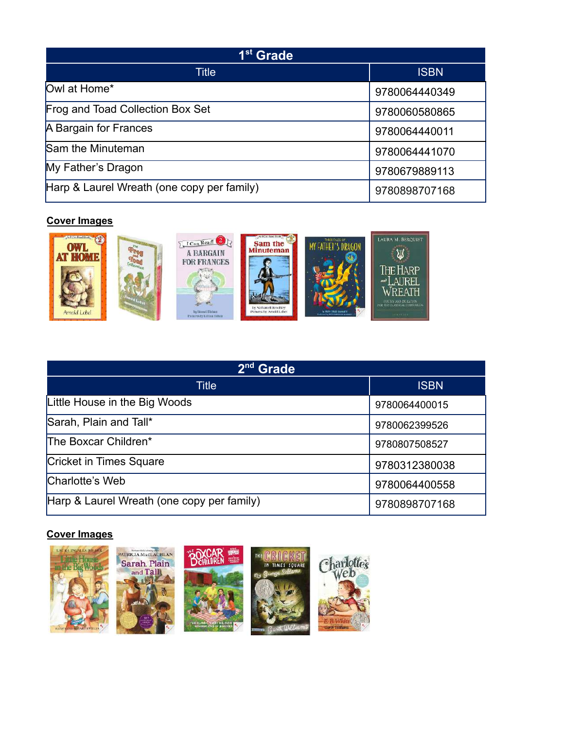| 1st Grade | |
|---|---|
| Title | ISBN |
| Owl at Home* | 9780064440349 |
| Frog and Toad Collection Box Set | 9780060580865 |
| A Bargain for Frances | 9780064440011 |
| Sam the Minuteman | 9780064441070 |
| My Father's Dragon | 9780679889113 |
| Harp & Laurel Wreath (one copy per family) | 9780898707168 |

**Cover Images**

| 2nd Grade | |
|---|---|
| Title | ISBN |
| Little House in the Big Woods | 9780064400015 |
| Sarah, Plain and Tall* | 9780062399526 |
| The Boxcar Children* | 9780807508527 |
| Cricket in Times Square | 9780312380038 |
| Charlotte's Web | 9780064400558 |
| Harp & Laurel Wreath (one copy per family) | 9780898707168 |

**Cover Images**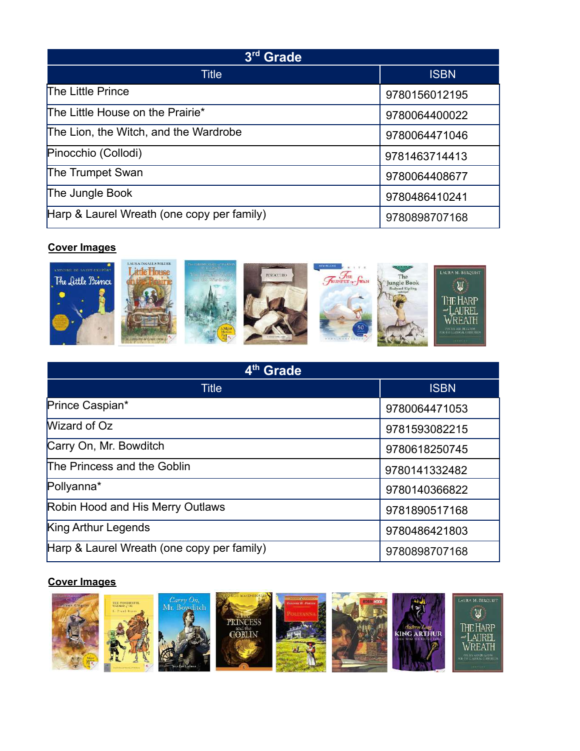| 3rd Grade | |
| --- | --- |
| Title | ISBN |
| The Little Prince | 9780156012195 |
| The Little House on the Prairie* | 9780064400022 |
| The Lion, the Witch, and the Wardrobe | 9780064471046 |
| Pinocchio (Collodi) | 9781463714413 |
| The Trumpet Swan | 9780064408677 |
| The Jungle Book | 9780486410241 |
| Harp & Laurel Wreath (one copy per family) | 9780898707168 |

**Cover Images**

| 4th Grade | |
| --- | --- |
| Title | ISBN |
| Prince Caspian* | 9780064471053 |
| Wizard of Oz | 9781593082215 |
| Carry On, Mr. Bowditch | 9780618250745 |
| The Princess and the Goblin | 9780141332482 |
| Pollyanna* | 9780140366822 |
| Robin Hood and His Merry Outlaws | 9781890517168 |
| King Arthur Legends | 9780486421803 |
| Harp & Laurel Wreath (one copy per family) | 9780898707168 |

**Cover Images**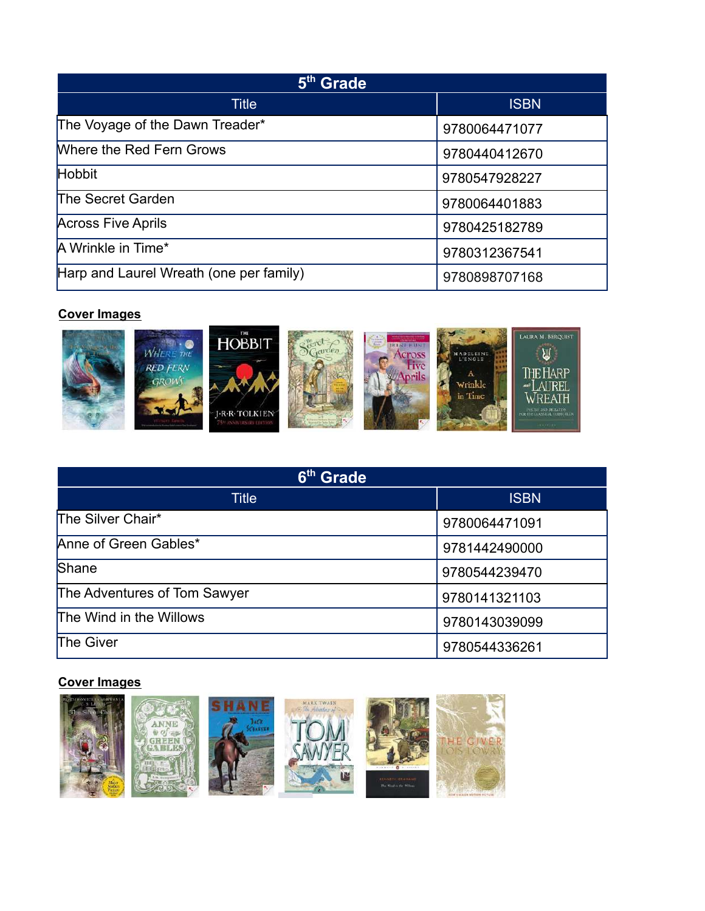| 5th Grade | |
|---|---|
| **Title** | **ISBN** |
| The Voyage of the Dawn Treader* | 9780064471077 |
| Where the Red Fern Grows | 9780440412670 |
| Hobbit | 9780547928227 |
| The Secret Garden | 9780064401883 |
| Across Five Aprils | 9780425182789 |
| A Wrinkle in Time* | 9780312367541 |
| Harp and Laurel Wreath (one per family) | 9780898707168 |

**Cover Images**

| 6th Grade | |
|---|---|
| **Title** | **ISBN** |
| The Silver Chair* | 9780064471091 |
| Anne of Green Gables* | 9781442490000 |
| Shane | 9780544239470 |
| The Adventures of Tom Sawyer | 9780141321103 |
| The Wind in the Willows | 9780143039099 |
| The Giver | 9780544336261 |

**Cover Images**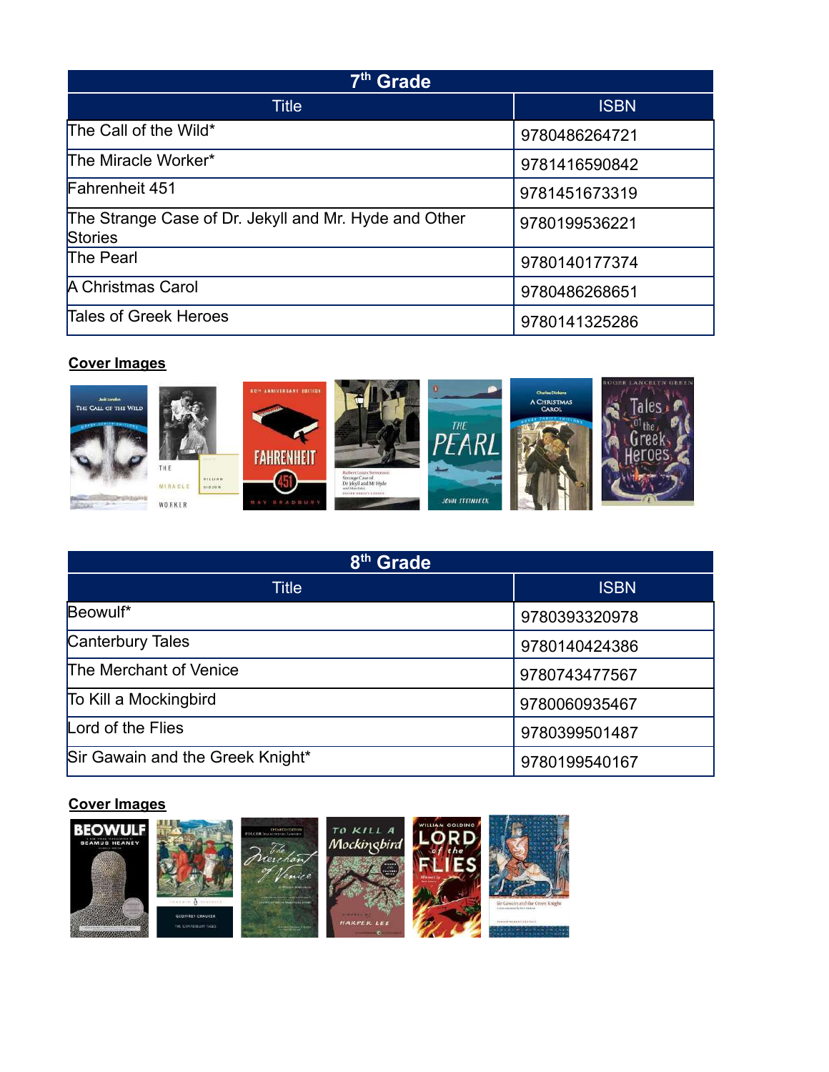| 7th Grade | |
|---|---|
| Title | ISBN |
| The Call of the Wild* | 9780486264721 |
| The Miracle Worker* | 9781416590842 |
| Fahrenheit 451 | 9781451673319 |
| The Strange Case of Dr. Jekyll and Mr. Hyde and Other Stories | 9780199536221 |
| The Pearl | 9780140177374 |
| A Christmas Carol | 9780486268651 |
| Tales of Greek Heroes | 9780141325286 |

**Cover Images**

| 8th Grade | |
|---|---|
| Title | ISBN |
| Beowulf* | 9780393320978 |
| Canterbury Tales | 9780140424386 |
| The Merchant of Venice | 9780743477567 |
| To Kill a Mockingbird | 9780060935467 |
| Lord of the Flies | 9780399501487 |
| Sir Gawain and the Greek Knight* | 9780199540167 |

**Cover Images**